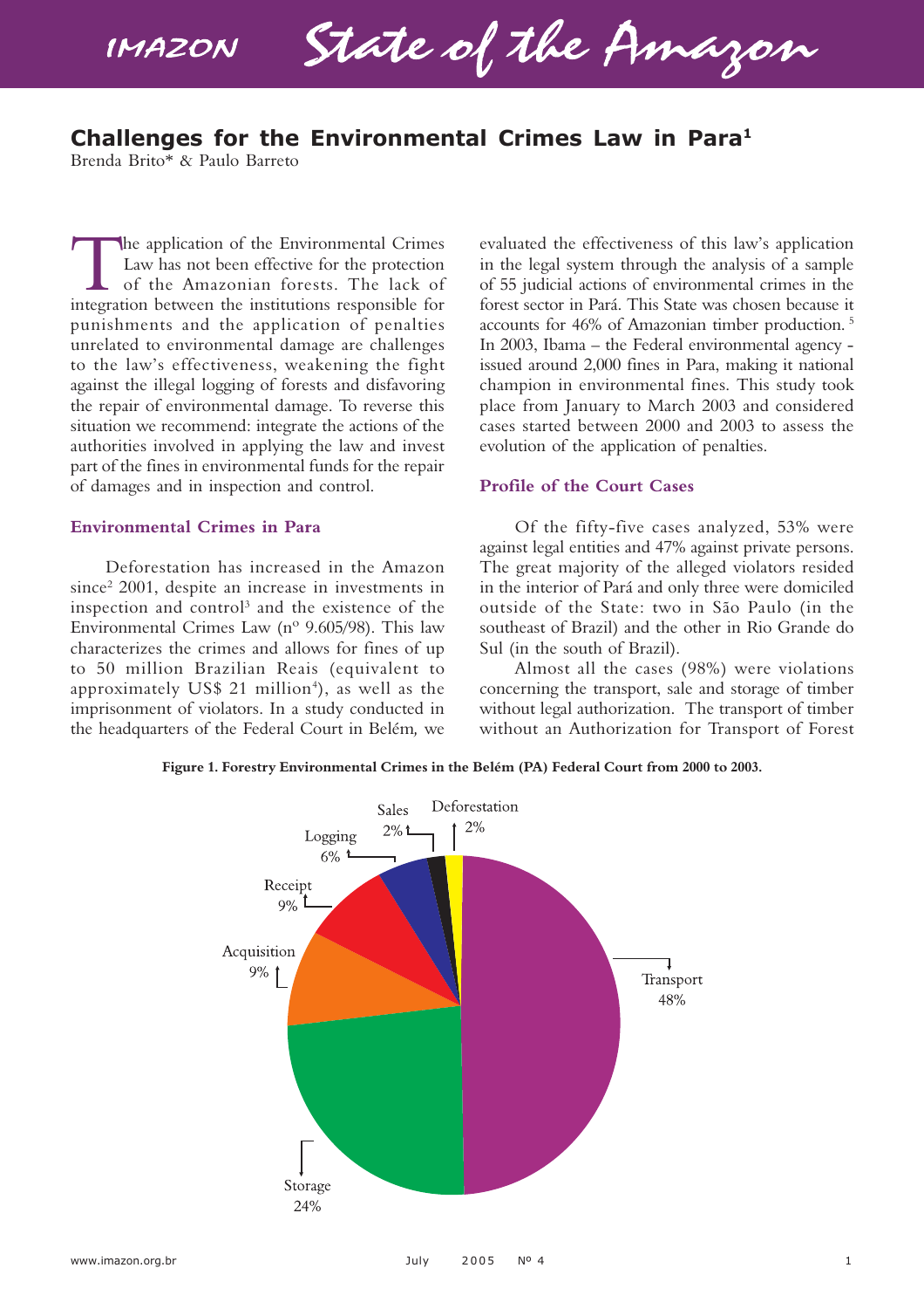# Challenges for the Environmental Crimes Law in Para[1]

Brenda Brito* & Paulo Barreto

The application of the Environmental Crimes Law has not been effective for the protection of the Amazonian forests. The lack of integration between the institutions responsible for punishments and the application of penalties unrelated to environmental damage are challenges to the law's effectiveness, weakening the fight against the illegal logging of forests and disfavoring the repair of environmental damage. To reverse this situation we recommend: integrate the actions of the authorities involved in applying the law and invest part of the fines in environmental funds for the repair of damages and in inspection and control.

## Environmental Crimes in Para

Deforestation has increased in the Amazon since[2] 2001, despite an increase in investments in inspection and control[3] and the existence of the Environmental Crimes Law (nº 9.605/98). This law characterizes the crimes and allows for fines of up to 50 million Brazilian Reais (equivalent to approximately US$ 21 million[4]), as well as the imprisonment of violators. In a study conducted in the headquarters of the Federal Court in Belém, we evaluated the effectiveness of this law's application in the legal system through the analysis of a sample of 55 judicial actions of environmental crimes in the forest sector in Pará. This State was chosen because it accounts for 46% of Amazonian timber production. [5] In 2003, Ibama – the Federal environmental agency - issued around 2,000 fines in Para, making it national champion in environmental fines. This study took place from January to March 2003 and considered cases started between 2000 and 2003 to assess the evolution of the application of penalties.

## Profile of the Court Cases

Of the fifty-five cases analyzed, 53% were against legal entities and 47% against private persons. The great majority of the alleged violators resided in the interior of Pará and only three were domiciled outside of the State: two in São Paulo (in the southeast of Brazil) and the other in Rio Grande do Sul (in the south of Brazil).

Almost all the cases (98%) were violations concerning the transport, sale and storage of timber without legal authorization. The transport of timber without an Authorization for Transport of Forest

**Figure 1. Forestry Environmental Crimes in the Belém (PA) Federal Court from 2000 to 2003.**

| Crime | % |
|---|---|
| Transport | 48% |
| Storage | 24% |
| Acquisition | 9% |
| Receipt | 9% |
| Logging | 6% |
| Sales | 2% |
| Deforestation | 2% |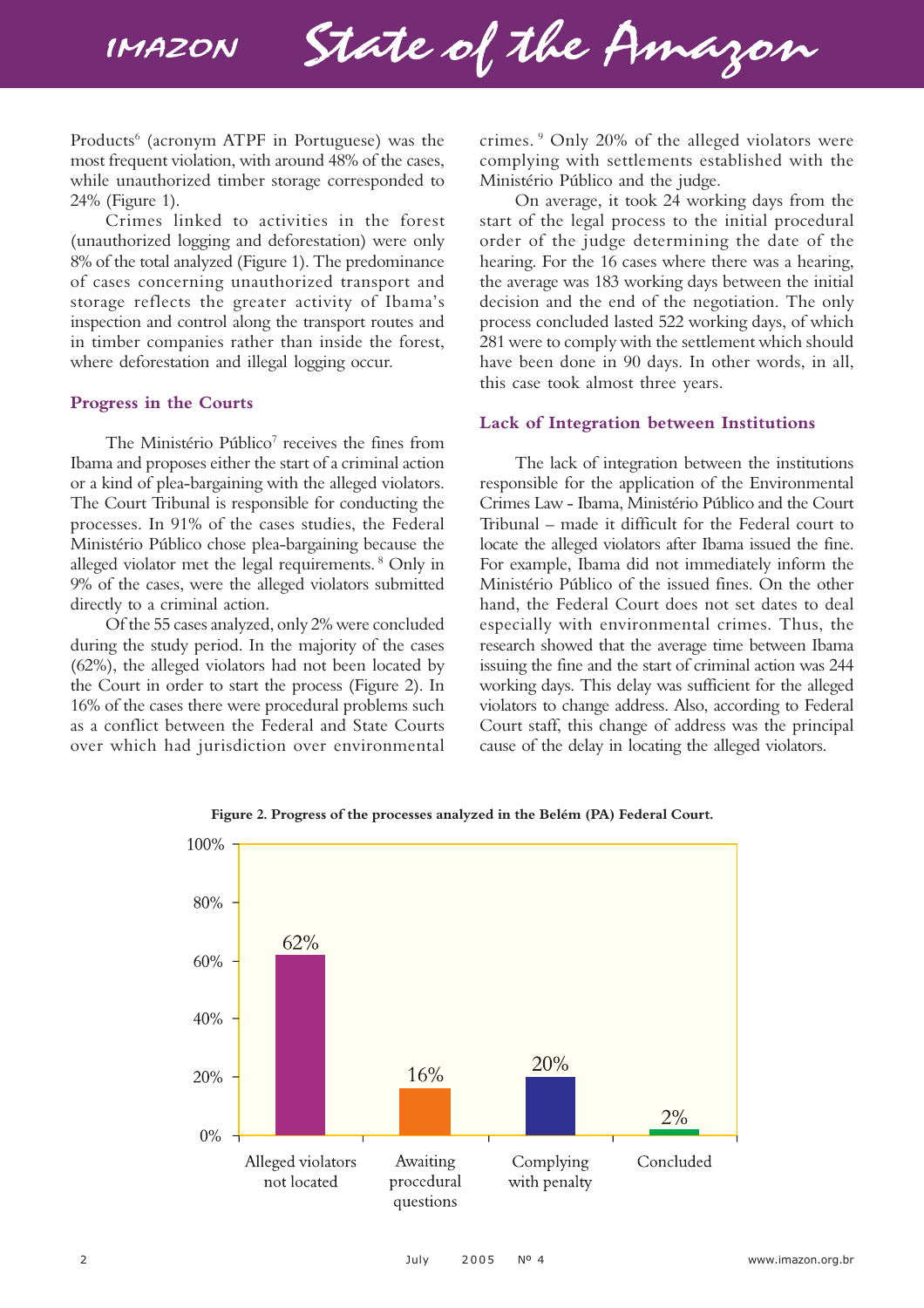Products[6] (acronym ATPF in Portuguese) was the most frequent violation, with around 48% of the cases, while unauthorized timber storage corresponded to 24% (Figure 1).

Crimes linked to activities in the forest (unauthorized logging and deforestation) were only 8% of the total analyzed (Figure 1). The predominance of cases concerning unauthorized transport and storage reflects the greater activity of Ibama's inspection and control along the transport routes and in timber companies rather than inside the forest, where deforestation and illegal logging occur.

### Progress in the Courts

The Ministério Público[7] receives the fines from Ibama and proposes either the start of a criminal action or a kind of plea-bargaining with the alleged violators. The Court Tribunal is responsible for conducting the processes. In 91% of the cases studies, the Federal Ministério Público chose plea-bargaining because the alleged violator met the legal requirements.[8] Only in 9% of the cases, were the alleged violators submitted directly to a criminal action.

Of the 55 cases analyzed, only 2% were concluded during the study period. In the majority of the cases (62%), the alleged violators had not been located by the Court in order to start the process (Figure 2). In 16% of the cases there were procedural problems such as a conflict between the Federal and State Courts over which had jurisdiction over environmental crimes.[9] Only 20% of the alleged violators were complying with settlements established with the Ministério Público and the judge.

On average, it took 24 working days from the start of the legal process to the initial procedural order of the judge determining the date of the hearing. For the 16 cases where there was a hearing, the average was 183 working days between the initial decision and the end of the negotiation. The only process concluded lasted 522 working days, of which 281 were to comply with the settlement which should have been done in 90 days. In other words, in all, this case took almost three years.

### Lack of Integration between Institutions

The lack of integration between the institutions responsible for the application of the Environmental Crimes Law - Ibama, Ministério Público and the Court Tribunal – made it difficult for the Federal court to locate the alleged violators after Ibama issued the fine. For example, Ibama did not immediately inform the Ministério Público of the issued fines. On the other hand, the Federal Court does not set dates to deal especially with environmental crimes. Thus, the research showed that the average time between Ibama issuing the fine and the start of criminal action was 244 working days. This delay was sufficient for the alleged violators to change address. Also, according to Federal Court staff, this change of address was the principal cause of the delay in locating the alleged violators.

**Figure 2. Progress of the processes analyzed in the Belém (PA) Federal Court.**

| Status | Percentage |
|---|---|
| Alleged violators not located | 62% |
| Awaiting procedural questions | 16% |
| Complying with penalty | 20% |
| Concluded | 2% |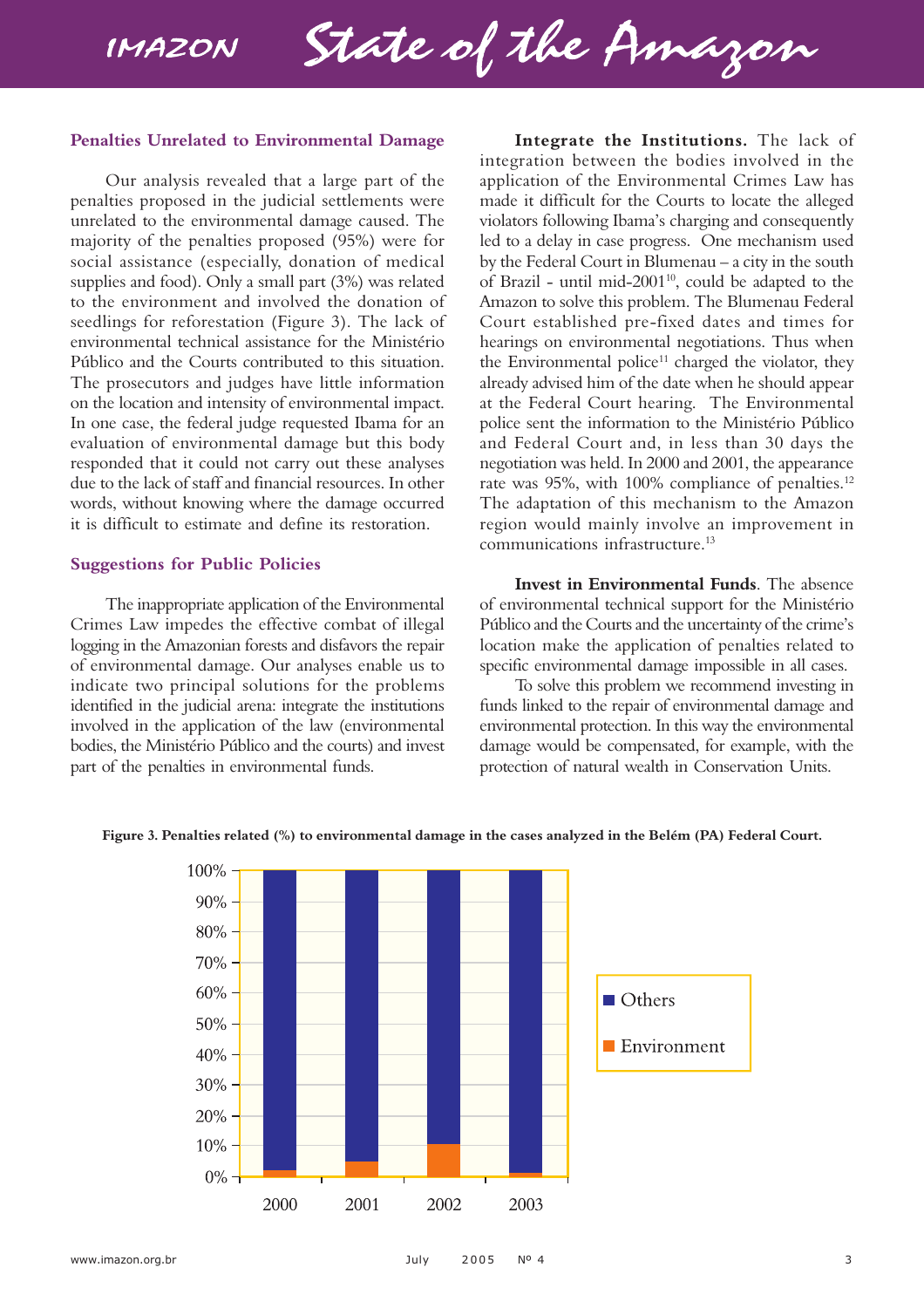### Penalties Unrelated to Environmental Damage

Our analysis revealed that a large part of the penalties proposed in the judicial settlements were unrelated to the environmental damage caused. The majority of the penalties proposed (95%) were for social assistance (especially, donation of medical supplies and food). Only a small part (3%) was related to the environment and involved the donation of seedlings for reforestation (Figure 3). The lack of environmental technical assistance for the Ministério Público and the Courts contributed to this situation. The prosecutors and judges have little information on the location and intensity of environmental impact. In one case, the federal judge requested Ibama for an evaluation of environmental damage but this body responded that it could not carry out these analyses due to the lack of staff and financial resources. In other words, without knowing where the damage occurred it is difficult to estimate and define its restoration.

### Suggestions for Public Policies

The inappropriate application of the Environmental Crimes Law impedes the effective combat of illegal logging in the Amazonian forests and disfavors the repair of environmental damage. Our analyses enable us to indicate two principal solutions for the problems identified in the judicial arena: integrate the institutions involved in the application of the law (environmental bodies, the Ministério Público and the courts) and invest part of the penalties in environmental funds.

**Integrate the Institutions.** The lack of integration between the bodies involved in the application of the Environmental Crimes Law has made it difficult for the Courts to locate the alleged violators following Ibama's charging and consequently led to a delay in case progress. One mechanism used by the Federal Court in Blumenau – a city in the south of Brazil - until mid-2001[10], could be adapted to the Amazon to solve this problem. The Blumenau Federal Court established pre-fixed dates and times for hearings on environmental negotiations. Thus when the Environmental police[11] charged the violator, they already advised him of the date when he should appear at the Federal Court hearing. The Environmental police sent the information to the Ministério Público and Federal Court and, in less than 30 days the negotiation was held. In 2000 and 2001, the appearance rate was 95%, with 100% compliance of penalties.[12] The adaptation of this mechanism to the Amazon region would mainly involve an improvement in communications infrastructure.[13]

**Invest in Environmental Funds**. The absence of environmental technical support for the Ministério Público and the Courts and the uncertainty of the crime's location make the application of penalties related to specific environmental damage impossible in all cases.

To solve this problem we recommend investing in funds linked to the repair of environmental damage and environmental protection. In this way the environmental damage would be compensated, for example, with the protection of natural wealth in Conservation Units.

**Figure 3. Penalties related (%) to environmental damage in the cases analyzed in the Belém (PA) Federal Court.**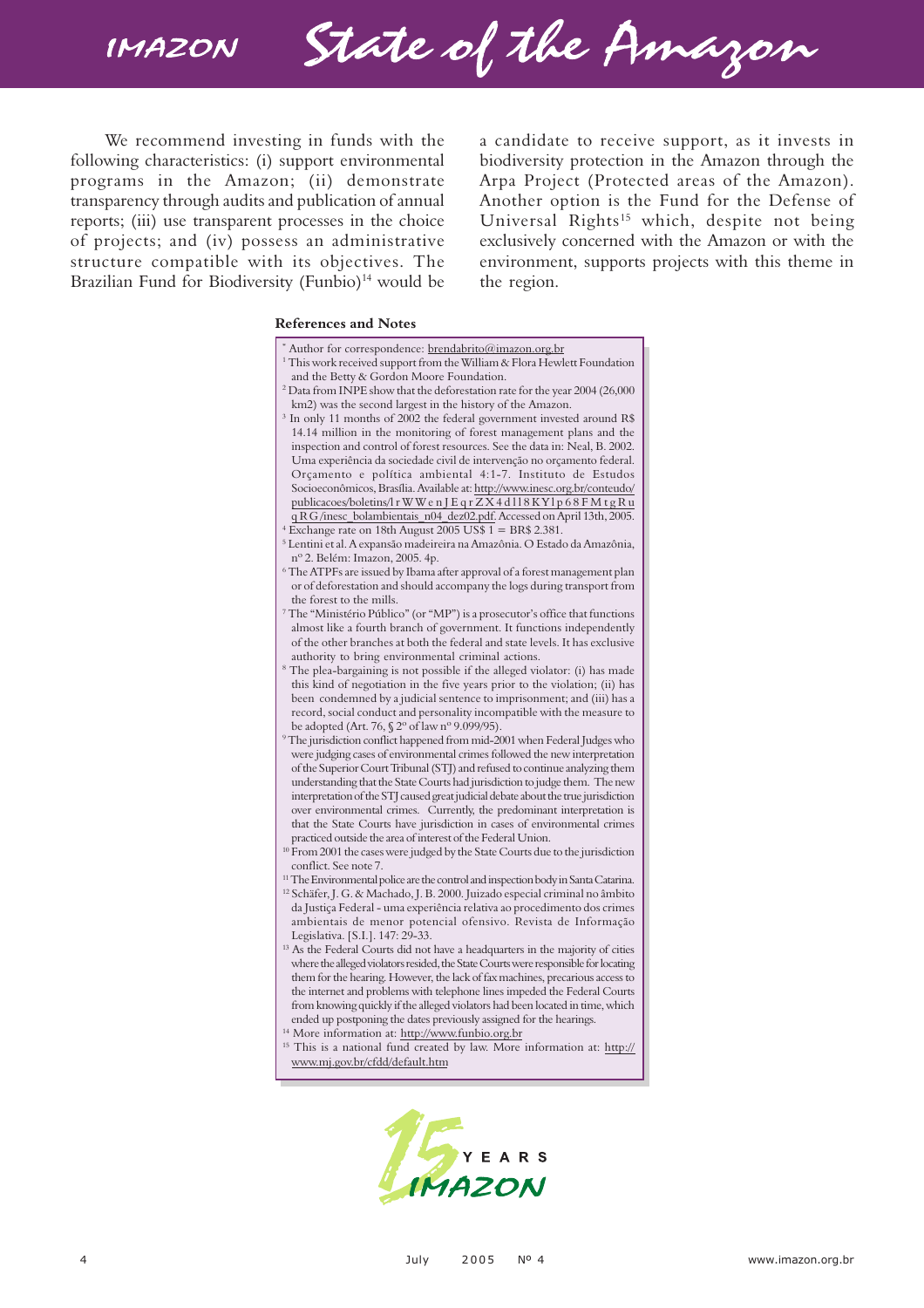We recommend investing in funds with the following characteristics: (i) support environmental programs in the Amazon; (ii) demonstrate transparency through audits and publication of annual reports; (iii) use transparent processes in the choice of projects; and (iv) possess an administrative structure compatible with its objectives. The Brazilian Fund for Biodiversity (Funbio)[14] would be a candidate to receive support, as it invests in biodiversity protection in the Amazon through the Arpa Project (Protected areas of the Amazon). Another option is the Fund for the Defense of Universal Rights[15] which, despite not being exclusively concerned with the Amazon or with the environment, supports projects with this theme in the region.

**References and Notes**

[*] Author for correspondence: brendabrito@imazon.org.br

[1] This work received support from the William & Flora Hewlett Foundation and the Betty & Gordon Moore Foundation.

[2] Data from INPE show that the deforestation rate for the year 2004 (26,000 km2) was the second largest in the history of the Amazon.

[3] In only 11 months of 2002 the federal government invested around R$ 14.14 million in the monitoring of forest management plans and the inspection and control of forest resources. See the data in: Neal, B. 2002. Uma experiência da sociedade civil de intervenção no orçamento federal. Orçamento e política ambiental 4:1-7. Instituto de Estudos Socioeconômicos, Brasília. Available at: http://www.inesc.org.br/conteudo/publicacoes/boletins/lrWWenJEqrZX4dll8KYlp68FMtgRuqRG/inesc_bolambientais_n04_dez02.pdf. Accessed on April 13th, 2005.

[4] Exchange rate on 18th August 2005 US$ 1 = BR$ 2.381.

[5] Lentini et al. A expansão madeireira na Amazônia. O Estado da Amazônia, nº 2. Belém: Imazon, 2005. 4p.

[6] The ATPFs are issued by Ibama after approval of a forest management plan or of deforestation and should accompany the logs during transport from the forest to the mills.

[7] The "Ministério Público" (or "MP") is a prosecutor's office that functions almost like a fourth branch of government. It functions independently of the other branches at both the federal and state levels. It has exclusive authority to bring environmental criminal actions.

[8] The plea-bargaining is not possible if the alleged violator: (i) has made this kind of negotiation in the five years prior to the violation; (ii) has been condemned by a judicial sentence to imprisonment; and (iii) has a record, social conduct and personality incompatible with the measure to be adopted (Art. 76, § 2º of law nº 9.099/95).

[9] The jurisdiction conflict happened from mid-2001 when Federal Judges who were judging cases of environmental crimes followed the new interpretation of the Superior Court Tribunal (STJ) and refused to continue analyzing them understanding that the State Courts had jurisdiction to judge them. The new interpretation of the STJ caused great judicial debate about the true jurisdiction over environmental crimes. Currently, the predominant interpretation is that the State Courts have jurisdiction in cases of environmental crimes practiced outside the area of interest of the Federal Union.

[10] From 2001 the cases were judged by the State Courts due to the jurisdiction conflict. See note 7.

[11] The Environmental police are the control and inspection body in Santa Catarina.

[12] Schäfer, J. G. & Machado, J. B. 2000. Juizado especial criminal no âmbito da Justiça Federal - uma experiência relativa ao procedimento dos crimes ambientais de menor potencial ofensivo. Revista de Informação Legislativa. [S.I.]. 147: 29-33.

[13] As the Federal Courts did not have a headquarters in the majority of cities where the alleged violators resided, the State Courts were responsible for locating them for the hearing. However, the lack of fax machines, precarious access to the internet and problems with telephone lines impeded the Federal Courts from knowing quickly if the alleged violators had been located in time, which ended up postponing the dates previously assigned for the hearings.

[14] More information at: http://www.funbio.org.br

[15] This is a national fund created by law. More information at: http://www.mj.gov.br/cfdd/default.htm

15 YEARS IMAZON